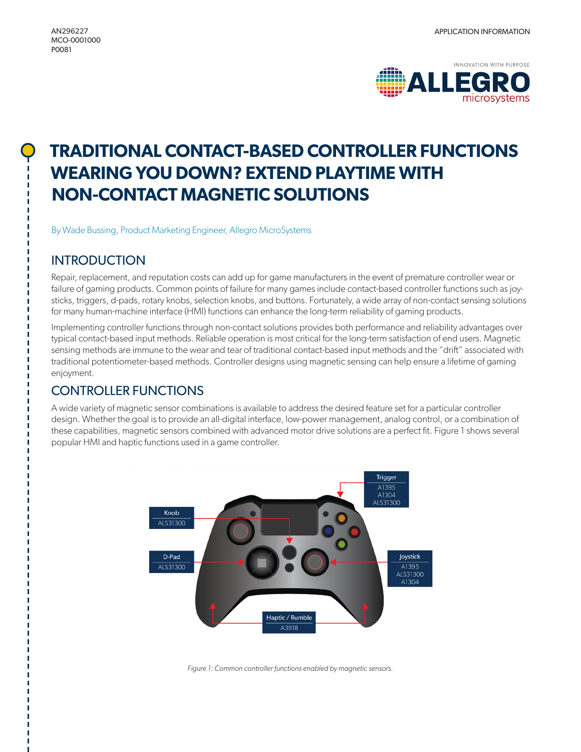AN296227
MCO-0001000
P0081

APPLICATION INFORMATION

# TRADITIONAL CONTACT-BASED CONTROLLER FUNCTIONS WEARING YOU DOWN? EXTEND PLAYTIME WITH NON-CONTACT MAGNETIC SOLUTIONS

By Wade Bussing, Product Marketing Engineer, Allegro MicroSystems

## INTRODUCTION

Repair, replacement, and reputation costs can add up for game manufacturers in the event of premature controller wear or failure of gaming products. Common points of failure for many games include contact-based controller functions such as joysticks, triggers, d-pads, rotary knobs, selection knobs, and buttons. Fortunately, a wide array of non-contact sensing solutions for many human-machine interface (HMI) functions can enhance the long-term reliability of gaming products.

Implementing controller functions through non-contact solutions provides both performance and reliability advantages over typical contact-based input methods. Reliable operation is most critical for the long-term satisfaction of end users. Magnetic sensing methods are immune to the wear and tear of traditional contact-based input methods and the "drift" associated with traditional potentiometer-based methods. Controller designs using magnetic sensing can help ensure a lifetime of gaming enjoyment.

## CONTROLLER FUNCTIONS

A wide variety of magnetic sensor combinations is available to address the desired feature set for a particular controller design. Whether the goal is to provide an all-digital interface, low-power management, analog control, or a combination of these capabilities, magnetic sensors combined with advanced motor drive solutions are a perfect fit. Figure 1 shows several popular HMI and haptic functions used in a game controller.

Trigger: A1395, A1304, ALS31300
Knob: ALS31300
D-Pad: ALS31300
Joystick: A1395, ALS31300, A1304
Haptic / Rumble: A3918

*Figure 1: Common controller functions enabled by magnetic sensors.*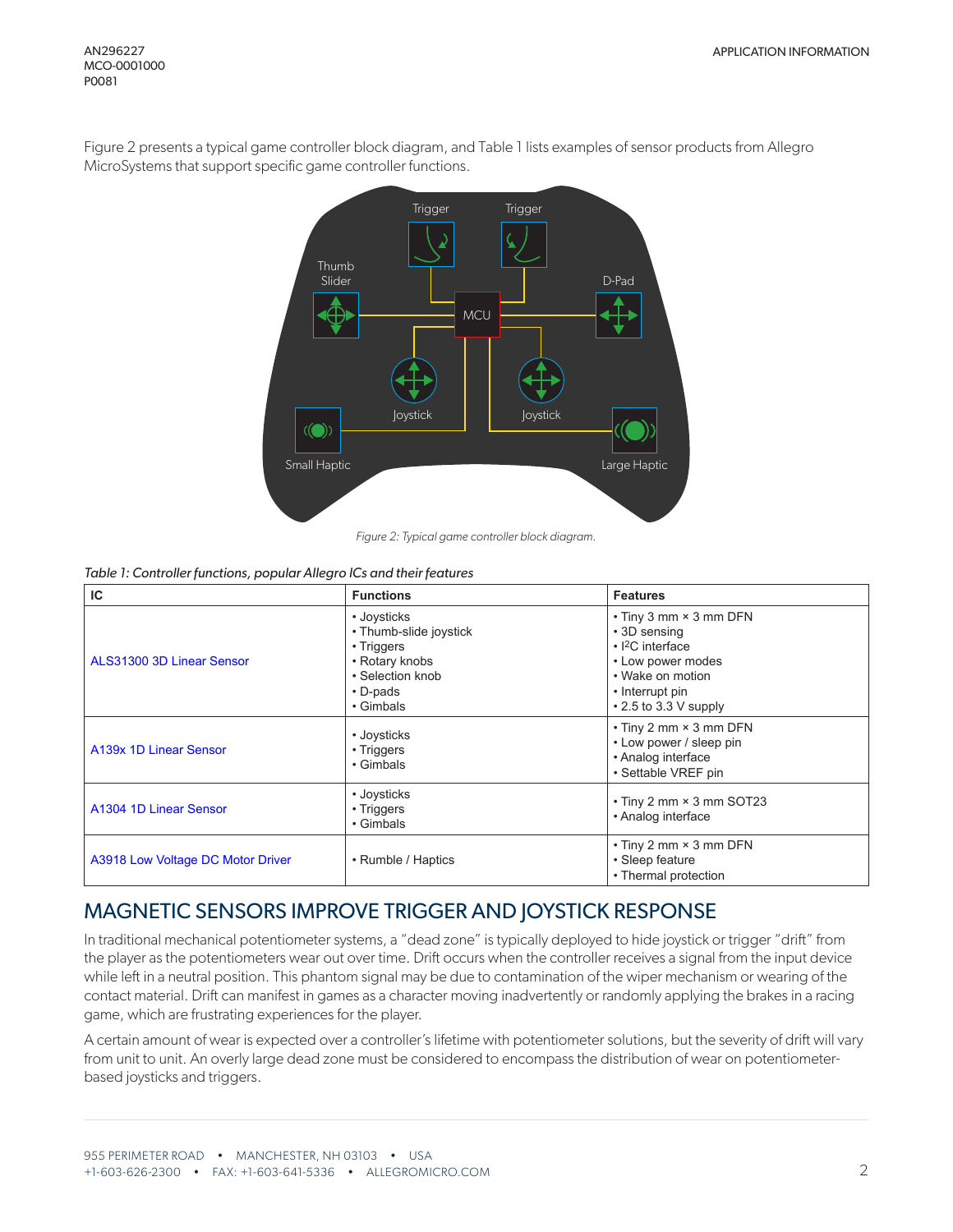Figure 2 presents a typical game controller block diagram, and Table 1 lists examples of sensor products from Allegro MicroSystems that support specific game controller functions.

*Figure 2: Typical game controller block diagram.*

*Table 1: Controller functions, popular Allegro ICs and their features*

| IC | Functions | Features |
| --- | --- | --- |
| ALS31300 3D Linear Sensor | • Joysticks<br>• Thumb-slide joystick<br>• Triggers<br>• Rotary knobs<br>• Selection knob<br>• D-pads<br>• Gimbals | • Tiny 3 mm × 3 mm DFN<br>• 3D sensing<br>• $I^2C$ interface<br>• Low power modes<br>• Wake on motion<br>• Interrupt pin<br>• 2.5 to 3.3 V supply |
| A139x 1D Linear Sensor | • Joysticks<br>• Triggers<br>• Gimbals | • Tiny 2 mm × 3 mm DFN<br>• Low power / sleep pin<br>• Analog interface<br>• Settable VREF pin |
| A1304 1D Linear Sensor | • Joysticks<br>• Triggers<br>• Gimbals | • Tiny 2 mm × 3 mm SOT23<br>• Analog interface |
| A3918 Low Voltage DC Motor Driver | • Rumble / Haptics | • Tiny 2 mm × 3 mm DFN<br>• Sleep feature<br>• Thermal protection |

## MAGNETIC SENSORS IMPROVE TRIGGER AND JOYSTICK RESPONSE

In traditional mechanical potentiometer systems, a "dead zone" is typically deployed to hide joystick or trigger "drift" from the player as the potentiometers wear out over time. Drift occurs when the controller receives a signal from the input device while left in a neutral position. This phantom signal may be due to contamination of the wiper mechanism or wearing of the contact material. Drift can manifest in games as a character moving inadvertently or randomly applying the brakes in a racing game, which are frustrating experiences for the player.

A certain amount of wear is expected over a controller's lifetime with potentiometer solutions, but the severity of drift will vary from unit to unit. An overly large dead zone must be considered to encompass the distribution of wear on potentiometer-based joysticks and triggers.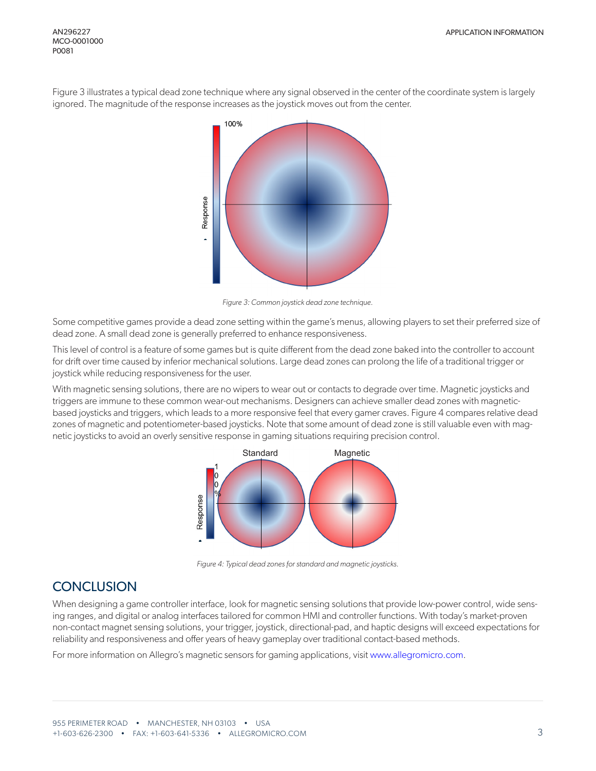Figure 3 illustrates a typical dead zone technique where any signal observed in the center of the coordinate system is largely ignored. The magnitude of the response increases as the joystick moves out from the center.

*Figure 3: Common joystick dead zone technique.*

Some competitive games provide a dead zone setting within the game's menus, allowing players to set their preferred size of dead zone. A small dead zone is generally preferred to enhance responsiveness.

This level of control is a feature of some games but is quite different from the dead zone baked into the controller to account for drift over time caused by inferior mechanical solutions. Large dead zones can prolong the life of a traditional trigger or joystick while reducing responsiveness for the user.

With magnetic sensing solutions, there are no wipers to wear out or contacts to degrade over time. Magnetic joysticks and triggers are immune to these common wear-out mechanisms. Designers can achieve smaller dead zones with magnetic-based joysticks and triggers, which leads to a more responsive feel that every gamer craves. Figure 4 compares relative dead zones of magnetic and potentiometer-based joysticks. Note that some amount of dead zone is still valuable even with magnetic joysticks to avoid an overly sensitive response in gaming situations requiring precision control.

*Figure 4: Typical dead zones for standard and magnetic joysticks.*

## CONCLUSION

When designing a game controller interface, look for magnetic sensing solutions that provide low-power control, wide sensing ranges, and digital or analog interfaces tailored for common HMI and controller functions. With today's market-proven non-contact magnet sensing solutions, your trigger, joystick, directional-pad, and haptic designs will exceed expectations for reliability and responsiveness and offer years of heavy gameplay over traditional contact-based methods.

For more information on Allegro's magnetic sensors for gaming applications, visit www.allegromicro.com.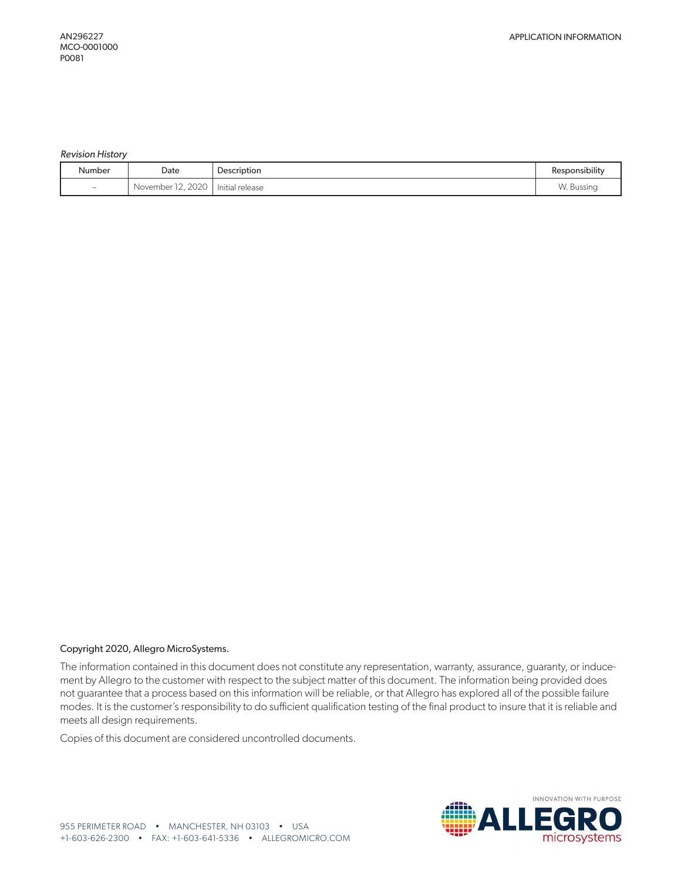*Revision History*

| Number | Date | Description | Responsibility |
|---|---|---|---|
| – | November 12, 2020 | Initial release | W. Bussing |

Copyright 2020, Allegro MicroSystems.

The information contained in this document does not constitute any representation, warranty, assurance, guaranty, or inducement by Allegro to the customer with respect to the subject matter of this document. The information being provided does not guarantee that a process based on this information will be reliable, or that Allegro has explored all of the possible failure modes. It is the customer's responsibility to do sufficient qualification testing of the final product to insure that it is reliable and meets all design requirements.

Copies of this document are considered uncontrolled documents.